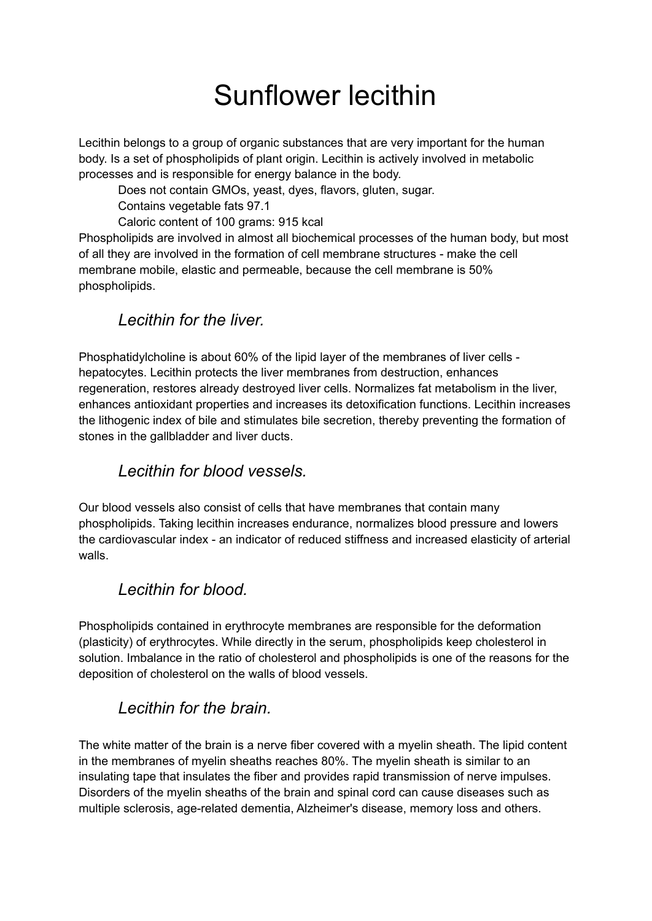# Sunflower lecithin

Lecithin belongs to a group of organic substances that are very important for the human body. Is a set of phospholipids of plant origin. Lecithin is actively involved in metabolic processes and is responsible for energy balance in the body.

Does not contain GMOs, yeast, dyes, flavors, gluten, sugar.

Contains vegetable fats 97.1

Caloric content of 100 grams: 915 kcal

Phospholipids are involved in almost all biochemical processes of the human body, but most of all they are involved in the formation of cell membrane structures - make the cell membrane mobile, elastic and permeable, because the cell membrane is 50% phospholipids.

## *Lecithin for the liver.*

Phosphatidylcholine is about 60% of the lipid layer of the membranes of liver cells - hepatocytes. Lecithin protects the liver membranes from destruction, enhances regeneration, restores already destroyed liver cells. Normalizes fat metabolism in the liver, enhances antioxidant properties and increases its detoxification functions. Lecithin increases the lithogenic index of bile and stimulates bile secretion, thereby preventing the formation of stones in the gallbladder and liver ducts.

## *Lecithin for blood vessels.*

Our blood vessels also consist of cells that have membranes that contain many phospholipids. Taking lecithin increases endurance, normalizes blood pressure and lowers the cardiovascular index - an indicator of reduced stiffness and increased elasticity of arterial walls.

## *Lecithin for blood.*

Phospholipids contained in erythrocyte membranes are responsible for the deformation (plasticity) of erythrocytes. While directly in the serum, phospholipids keep cholesterol in solution. Imbalance in the ratio of cholesterol and phospholipids is one of the reasons for the deposition of cholesterol on the walls of blood vessels.

## *Lecithin for the brain.*

The white matter of the brain is a nerve fiber covered with a myelin sheath. The lipid content in the membranes of myelin sheaths reaches 80%. The myelin sheath is similar to an insulating tape that insulates the fiber and provides rapid transmission of nerve impulses. Disorders of the myelin sheaths of the brain and spinal cord can cause diseases such as multiple sclerosis, age-related dementia, Alzheimer's disease, memory loss and others.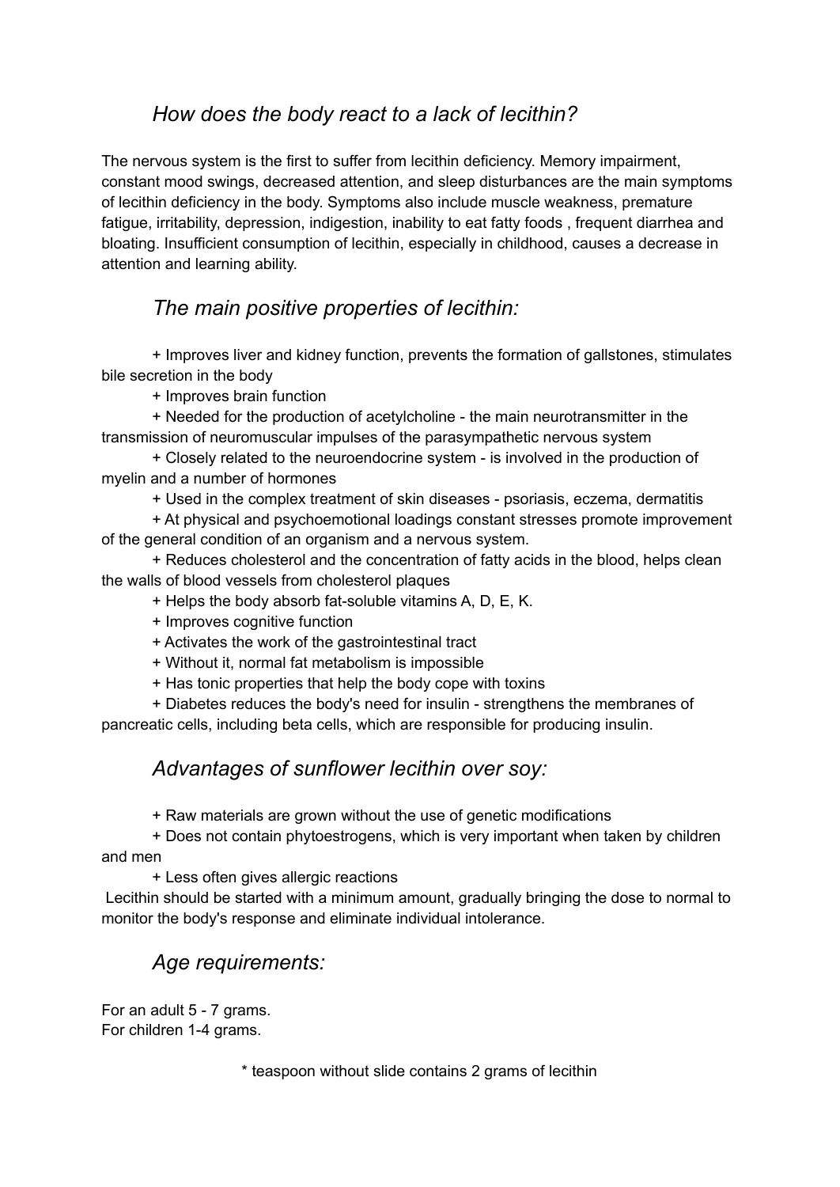## *How does the body react to a lack of lecithin?*

The nervous system is the first to suffer from lecithin deficiency. Memory impairment, constant mood swings, decreased attention, and sleep disturbances are the main symptoms of lecithin deficiency in the body. Symptoms also include muscle weakness, premature fatigue, irritability, depression, indigestion, inability to eat fatty foods , frequent diarrhea and bloating. Insufficient consumption of lecithin, especially in childhood, causes a decrease in attention and learning ability.

## *The main positive properties of lecithin:*

+ Improves liver and kidney function, prevents the formation of gallstones, stimulates bile secretion in the body

+ Improves brain function

+ Needed for the production of acetylcholine - the main neurotransmitter in the transmission of neuromuscular impulses of the parasympathetic nervous system

+ Closely related to the neuroendocrine system - is involved in the production of myelin and a number of hormones

+ Used in the complex treatment of skin diseases - psoriasis, eczema, dermatitis

+ At physical and psychoemotional loadings constant stresses promote improvement of the general condition of an organism and a nervous system.

+ Reduces cholesterol and the concentration of fatty acids in the blood, helps clean the walls of blood vessels from cholesterol plaques

+ Helps the body absorb fat-soluble vitamins A, D, E, K.

+ Improves cognitive function

+ Activates the work of the gastrointestinal tract

+ Without it, normal fat metabolism is impossible

+ Has tonic properties that help the body cope with toxins

+ Diabetes reduces the body's need for insulin - strengthens the membranes of pancreatic cells, including beta cells, which are responsible for producing insulin.

## *Advantages of sunflower lecithin over soy:*

+ Raw materials are grown without the use of genetic modifications

+ Does not contain phytoestrogens, which is very important when taken by children and men

+ Less often gives allergic reactions

Lecithin should be started with a minimum amount, gradually bringing the dose to normal to monitor the body's response and eliminate individual intolerance.

## *Age requirements:*

For an adult 5 - 7 grams.
For children 1-4 grams.

\* teaspoon without slide contains 2 grams of lecithin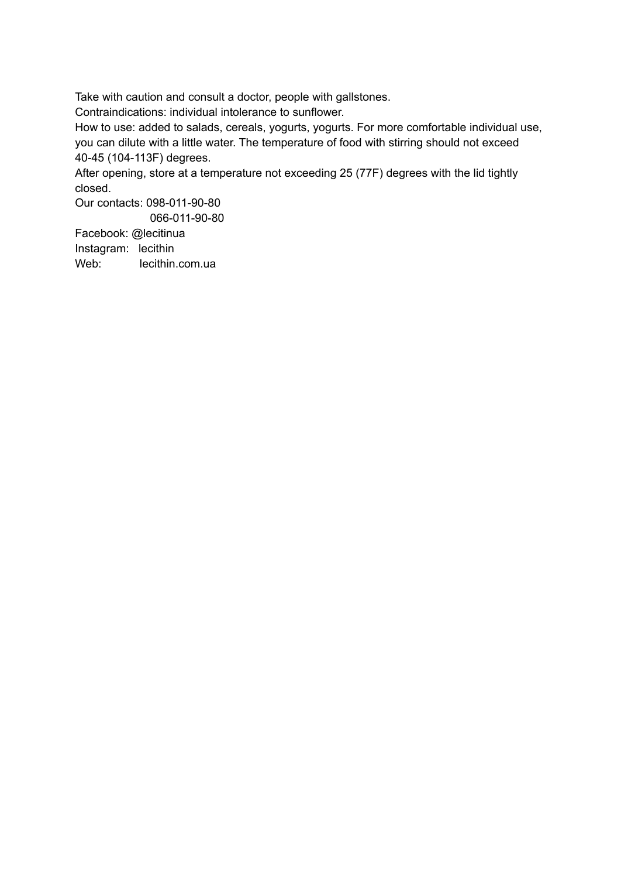Take with caution and consult a doctor, people with gallstones.

Contraindications: individual intolerance to sunflower.

How to use: added to salads, cereals, yogurts, yogurts. For more comfortable individual use, you can dilute with a little water. The temperature of food with stirring should not exceed 40-45 (104-113F) degrees.

After opening, store at a temperature not exceeding 25 (77F) degrees with the lid tightly closed.

Our contacts: 098-011-90-80
066-011-90-80

Facebook: @lecitinua

Instagram: lecithin

Web: lecithin.com.ua